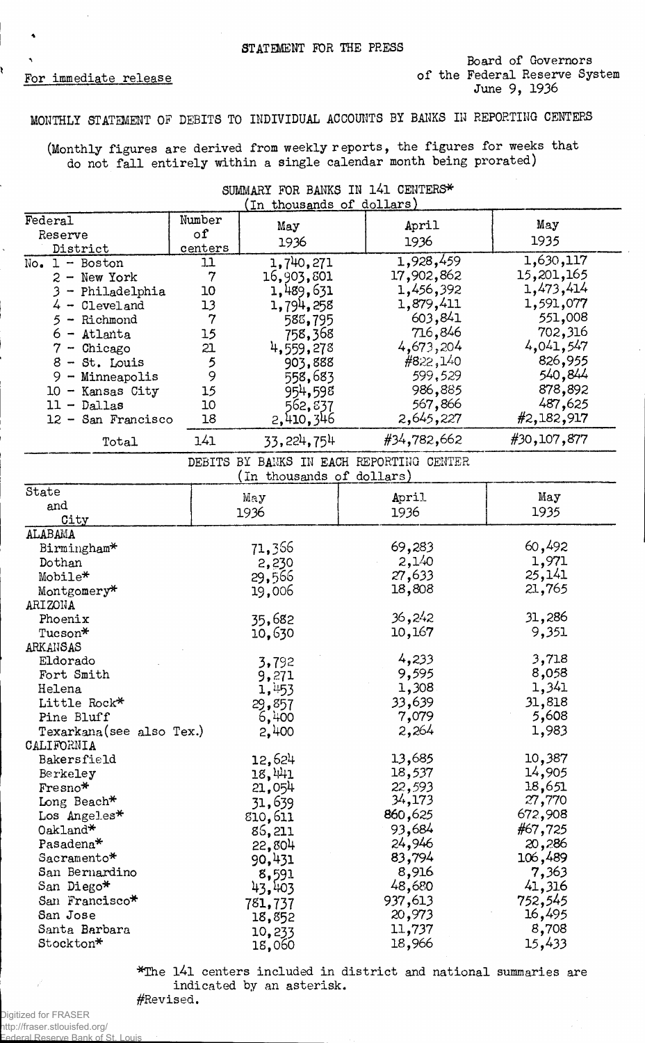STATEMENT FOR THE PRESS

For immediate release

Board of Governors
of the Federal Reserve System
June 9, 1936

MONTHLY STATEMENT OF DEBITS TO INDIVIDUAL ACCOUNTS BY BANKS IN REPORTING CENTERS

(Monthly figures are derived from weekly reports, the figures for weeks that do not fall entirely within a single calendar month being prorated)

SUMMARY FOR BANKS IN 141 CENTERS*
(In thousands of dollars)

| Federal Reserve District | Number of centers | May 1936 | April 1936 | May 1935 |
|---|---|---|---|---|
| No. 1 - Boston | 11 | 1,740,271 | 1,928,459 | 1,630,117 |
| 2 - New York | 7 | 16,903,801 | 17,902,862 | 15,201,165 |
| 3 - Philadelphia | 10 | 1,489,631 | 1,456,392 | 1,473,414 |
| 4 - Cleveland | 13 | 1,794,258 | 1,879,411 | 1,591,077 |
| 5 - Richmond | 7 | 588,795 | 603,841 | 551,008 |
| 6 - Atlanta | 15 | 758,368 | 716,846 | 702,316 |
| 7 - Chicago | 21 | 4,559,278 | 4,673,204 | 4,041,547 |
| 8 - St. Louis | 5 | 903,888 | #822,140 | 826,955 |
| 9 - Minneapolis | 9 | 558,683 | 599,529 | 540,844 |
| 10 - Kansas City | 15 | 954,598 | 986,885 | 878,892 |
| 11 - Dallas | 10 | 562,837 | 567,866 | 487,625 |
| 12 - San Francisco | 18 | 2,410,346 | 2,645,227 | #2,182,917 |
| Total | 141 | 33,224,754 | #34,782,662 | #30,107,877 |

DEBITS BY BANKS IN EACH REPORTING CENTER
(In thousands of dollars)

| State and City | May 1936 | April 1936 | May 1935 |
|---|---|---|---|
| ALABAMA | | | |
| Birmingham* | 71,366 | 69,283 | 60,492 |
| Dothan | 2,230 | 2,140 | 1,971 |
| Mobile* | 29,566 | 27,633 | 25,141 |
| Montgomery* | 19,006 | 18,808 | 21,765 |
| ARIZONA | | | |
| Phoenix | 35,682 | 36,242 | 31,286 |
| Tucson* | 10,630 | 10,167 | 9,351 |
| ARKANSAS | | | |
| Eldorado | 3,792 | 4,233 | 3,718 |
| Fort Smith | 9,271 | 9,595 | 8,058 |
| Helena | 1,453 | 1,308 | 1,341 |
| Little Rock* | 29,857 | 33,639 | 31,818 |
| Pine Bluff | 6,400 | 7,079 | 5,608 |
| Texarkana(see also Tex.) | 2,400 | 2,264 | 1,983 |
| CALIFORNIA | | | |
| Bakersfield | 12,624 | 13,685 | 10,387 |
| Berkeley | 18,441 | 18,537 | 14,905 |
| Fresno* | 21,054 | 22,593 | 18,651 |
| Long Beach* | 31,639 | 34,173 | 27,770 |
| Los Angeles* | 810,611 | 860,625 | 672,908 |
| Oakland* | 86,211 | 93,684 | #67,725 |
| Pasadena* | 22,804 | 24,946 | 20,286 |
| Sacramento* | 90,431 | 83,794 | 106,489 |
| San Bernardino | 8,591 | 8,916 | 7,363 |
| San Diego* | 43,403 | 48,680 | 41,316 |
| San Francisco* | 781,737 | 937,613 | 752,545 |
| San Jose | 18,852 | 20,973 | 16,495 |
| Santa Barbara | 10,233 | 11,737 | 8,708 |
| Stockton* | 18,060 | 18,966 | 15,433 |

*The 141 centers included in district and national summaries are indicated by an asterisk.
#Revised.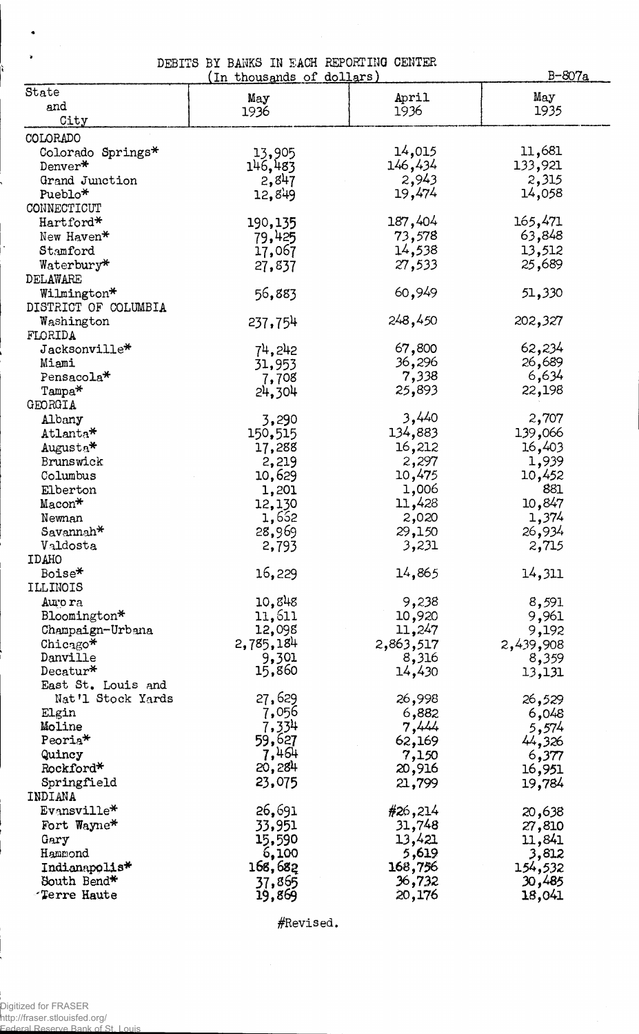DEBITS BY BANKS IN EACH REPORTING CENTER
(In thousands of dollars)

B-807a

| State and City | May 1936 | April 1936 | May 1935 |
|---|---|---|---|
| COLORADO | | | |
| Colorado Springs* | 13,905 | 14,015 | 11,681 |
| Denver* | 146,483 | 146,434 | 133,921 |
| Grand Junction | 2,847 | 2,943 | 2,315 |
| Pueblo* | 12,849 | 19,474 | 14,058 |
| CONNECTICUT | | | |
| Hartford* | 190,135 | 187,404 | 165,471 |
| New Haven* | 79,425 | 73,578 | 63,848 |
| Stamford | 17,067 | 14,538 | 13,512 |
| Waterbury* | 27,837 | 27,533 | 25,689 |
| DELAWARE | | | |
| Wilmington* | 56,883 | 60,949 | 51,330 |
| DISTRICT OF COLUMBIA | | | |
| Washington | 237,754 | 248,450 | 202,327 |
| FLORIDA | | | |
| Jacksonville* | 74,242 | 67,800 | 62,234 |
| Miami | 31,953 | 36,296 | 26,689 |
| Pensacola* | 7,708 | 7,338 | 6,634 |
| Tampa* | 24,304 | 25,893 | 22,198 |
| GEORGIA | | | |
| Albany | 3,290 | 3,440 | 2,707 |
| Atlanta* | 150,515 | 134,883 | 139,066 |
| Augusta* | 17,288 | 16,212 | 16,403 |
| Brunswick | 2,219 | 2,297 | 1,939 |
| Columbus | 10,629 | 10,475 | 10,452 |
| Elberton | 1,201 | 1,006 | 881 |
| Macon* | 12,130 | 11,428 | 10,847 |
| Newnan | 1,662 | 2,020 | 1,374 |
| Savannah* | 28,969 | 29,150 | 26,934 |
| Valdosta | 2,793 | 3,231 | 2,715 |
| IDAHO | | | |
| Boise* | 16,229 | 14,865 | 14,311 |
| ILLINOIS | | | |
| Aurora | 10,848 | 9,238 | 8,591 |
| Bloomington* | 11,611 | 10,920 | 9,961 |
| Champaign-Urbana | 12,098 | 11,247 | 9,192 |
| Chicago* | 2,785,184 | 2,863,517 | 2,439,908 |
| Danville | 9,301 | 8,316 | 8,359 |
| Decatur* | 15,860 | 14,430 | 13,131 |
| East St. Louis and Nat'l Stock Yards | 27,629 | 26,998 | 26,529 |
| Elgin | 7,056 | 6,882 | 6,048 |
| Moline | 7,334 | 7,444 | 5,574 |
| Peoria* | 59,627 | 62,169 | 44,326 |
| Quincy | 7,464 | 7,150 | 6,377 |
| Rockford* | 20,284 | 20,916 | 16,951 |
| Springfield | 23,075 | 21,799 | 19,784 |
| INDIANA | | | |
| Evansville* | 26,691 | #26,214 | 20,638 |
| Fort Wayne* | 33,951 | 31,748 | 27,810 |
| Gary | 15,590 | 13,421 | 11,841 |
| Hammond | 6,100 | 5,619 | 3,812 |
| Indianapolis* | 168,682 | 168,756 | 154,532 |
| South Bend* | 37,865 | 36,732 | 30,485 |
| Terre Haute | 19,869 | 20,176 | 18,041 |

#Revised.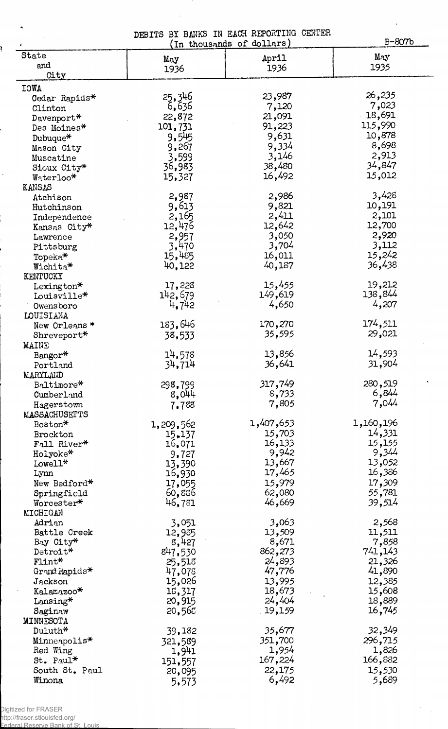DEBITS BY BANKS IN EACH REPORTING CENTER

(In thousands of dollars)

B-807b

| State and City | May 1936 | April 1936 | May 1935 |
|---|---|---|---|
| IOWA | | | |
| Cedar Rapids* | 25,346 | 23,987 | 26,235 |
| Clinton | 6,636 | 7,120 | 7,023 |
| Davenport* | 22,872 | 21,091 | 18,691 |
| Des Moines* | 101,731 | 91,223 | 115,990 |
| Dubuque* | 9,545 | 9,631 | 10,878 |
| Mason City | 9,267 | 9,334 | 8,698 |
| Muscatine | 3,599 | 3,146 | 2,913 |
| Sioux City* | 36,983 | 38,480 | 34,847 |
| Waterloo* | 15,327 | 16,492 | 15,012 |
| KANSAS | | | |
| Atchison | 2,987 | 2,986 | 3,428 |
| Hutchinson | 9,613 | 9,821 | 10,191 |
| Independence | 2,165 | 2,411 | 2,101 |
| Kansas City* | 12,476 | 12,642 | 12,700 |
| Lawrence | 2,957 | 3,050 | 2,920 |
| Pittsburg | 3,470 | 3,704 | 3,112 |
| Topeka* | 15,485 | 16,011 | 15,242 |
| Wichita* | 40,122 | 40,187 | 36,438 |
| KENTUCKY | | | |
| Lexington* | 17,228 | 15,455 | 19,212 |
| Louisville* | 142,679 | 149,619 | 138,844 |
| Owensboro | 4,742 | 4,650 | 4,207 |
| LOUISIANA | | | |
| New Orleans * | 183,646 | 170,270 | 174,511 |
| Shreveport* | 38,533 | 35,595 | 29,021 |
| MAINE | | | |
| Bangor* | 14,578 | 13,856 | 14,593 |
| Portland | 34,714 | 36,641 | 31,904 |
| MARYLAND | | | |
| Baltimore* | 298,799 | 317,749 | 280,519 |
| Cumberland | 8,044 | 8,733 | 6,844 |
| Hagerstown | 7,788 | 7,805 | 7,044 |
| MASSACHUSETTS | | | |
| Boston* | 1,209,562 | 1,407,653 | 1,160,196 |
| Brockton | 15,137 | 15,703 | 14,331 |
| Fall River* | 16,071 | 16,133 | 15,155 |
| Holyoke* | 9,727 | 9,942 | 9,344 |
| Lowell* | 13,390 | 13,667 | 13,052 |
| Lynn | 16,930 | 17,465 | 16,386 |
| New Bedford* | 17,055 | 15,979 | 17,309 |
| Springfield | 60,886 | 62,080 | 55,781 |
| Worcester* | 46,781 | 46,669 | 39,514 |
| MICHIGAN | | | |
| Adrian | 3,051 | 3,063 | 2,568 |
| Battle Creek | 12,985 | 13,509 | 11,511 |
| Bay City* | 8,427 | 8,671 | 7,858 |
| Detroit* | 847,530 | 862,273 | 741,143 |
| Flint* | 25,518 | 24,893 | 21,326 |
| Grand Rapids* | 47,078 | 47,776 | 41,890 |
| Jackson | 15,026 | 13,995 | 12,385 |
| Kalamazoo* | 18,317 | 18,673 | 15,608 |
| Lansing* | 20,915 | 24,404 | 18,889 |
| Saginaw | 20,568 | 19,159 | 16,745 |
| MINNESOTA | | | |
| Duluth* | 39,182 | 35,677 | 32,349 |
| Minneapolis* | 321,589 | 351,700 | 296,715 |
| Red Wing | 1,941 | 1,954 | 1,826 |
| St. Paul* | 151,557 | 167,224 | 166,882 |
| South St. Paul | 20,095 | 22,175 | 15,530 |
| Winona | 5,573 | 6,492 | 5,689 |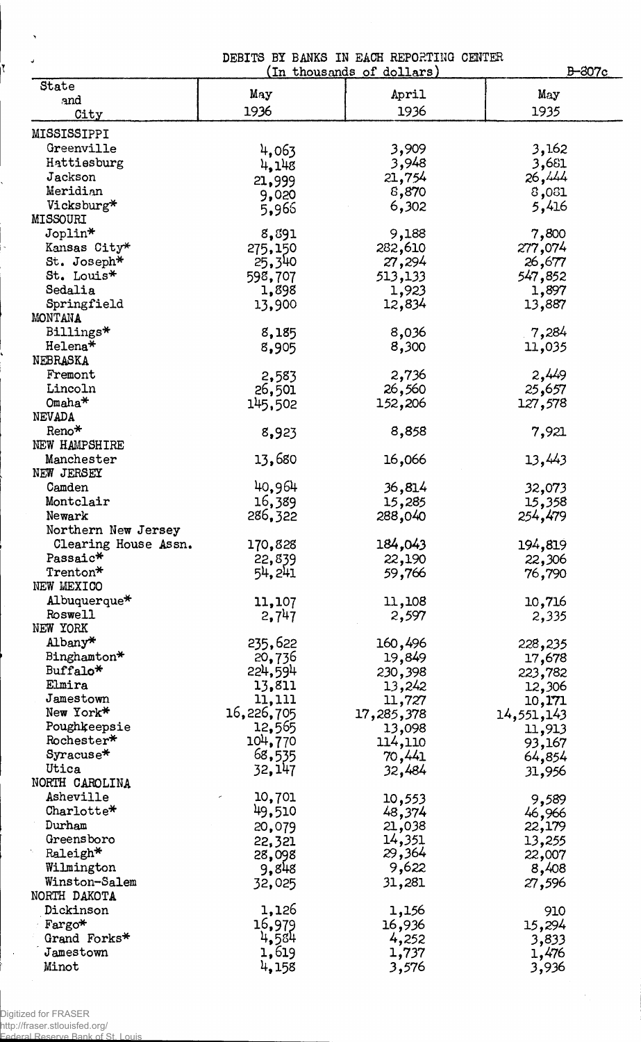DEBITS BY BANKS IN EACH REPORTING CENTER

(In thousands of dollars)

B-807c

| State and City | May 1936 | April 1936 | May 1935 |
|---|---|---|---|
| MISSISSIPPI | | | |
| Greenville | 4,063 | 3,909 | 3,162 |
| Hattiesburg | 4,148 | 3,948 | 3,681 |
| Jackson | 21,999 | 21,754 | 26,444 |
| Meridian | 9,020 | 8,870 | 8,081 |
| Vicksburg* | 5,966 | 6,302 | 5,416 |
| MISSOURI | | | |
| Joplin* | 8,891 | 9,188 | 7,800 |
| Kansas City* | 275,150 | 282,610 | 277,074 |
| St. Joseph* | 25,340 | 27,294 | 26,677 |
| St. Louis* | 598,707 | 513,133 | 547,852 |
| Sedalia | 1,898 | 1,923 | 1,897 |
| Springfield | 13,900 | 12,834 | 13,887 |
| MONTANA | | | |
| Billings* | 8,185 | 8,036 | 7,284 |
| Helena* | 8,905 | 8,300 | 11,035 |
| NEBRASKA | | | |
| Fremont | 2,583 | 2,736 | 2,449 |
| Lincoln | 26,501 | 26,560 | 25,657 |
| Omaha* | 145,502 | 152,206 | 127,578 |
| NEVADA | | | |
| Reno* | 8,923 | 8,858 | 7,921 |
| NEW HAMPSHIRE | | | |
| Manchester | 13,680 | 16,066 | 13,443 |
| NEW JERSEY | | | |
| Camden | 40,964 | 36,814 | 32,073 |
| Montclair | 16,389 | 15,285 | 15,358 |
| Newark | 286,322 | 288,040 | 254,479 |
| Northern New Jersey Clearing House Assn. | 170,828 | 184,043 | 194,819 |
| Passaic* | 22,839 | 22,190 | 22,306 |
| Trenton* | 54,241 | 59,766 | 76,790 |
| NEW MEXICO | | | |
| Albuquerque* | 11,107 | 11,108 | 10,716 |
| Roswell | 2,747 | 2,597 | 2,335 |
| NEW YORK | | | |
| Albany* | 235,622 | 160,496 | 228,235 |
| Binghamton* | 20,736 | 19,849 | 17,678 |
| Buffalo* | 224,594 | 230,398 | 223,782 |
| Elmira | 13,811 | 13,242 | 12,306 |
| Jamestown | 11,111 | 11,727 | 10,171 |
| New York* | 16,226,705 | 17,285,378 | 14,551,143 |
| Poughkeepsie | 12,565 | 13,098 | 11,913 |
| Rochester* | 104,770 | 114,110 | 93,167 |
| Syracuse* | 68,535 | 70,441 | 64,854 |
| Utica | 32,147 | 32,484 | 31,956 |
| NORTH CAROLINA | | | |
| Asheville | 10,701 | 10,553 | 9,589 |
| Charlotte* | 49,510 | 48,374 | 46,966 |
| Durham | 20,079 | 21,038 | 22,179 |
| Greensboro | 22,321 | 14,351 | 13,255 |
| Raleigh* | 28,098 | 29,364 | 22,007 |
| Wilmington | 9,848 | 9,622 | 8,408 |
| Winston-Salem | 32,025 | 31,281 | 27,596 |
| NORTH DAKOTA | | | |
| Dickinson | 1,126 | 1,156 | 910 |
| Fargo* | 16,979 | 16,936 | 15,294 |
| Grand Forks* | 4,584 | 4,252 | 3,833 |
| Jamestown | 1,619 | 1,737 | 1,476 |
| Minot | 4,158 | 3,576 | 3,936 |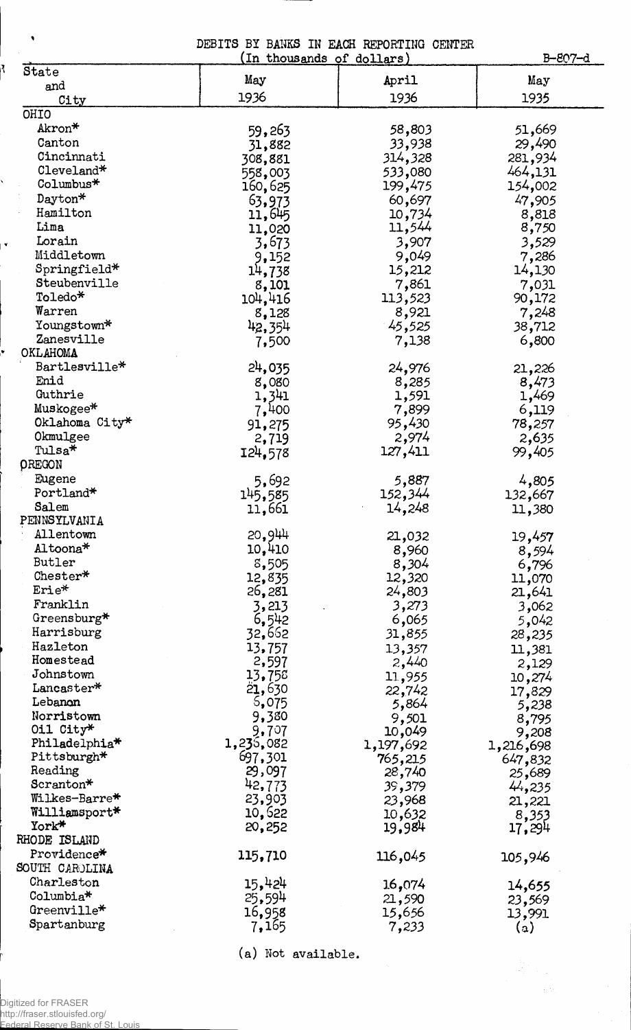DEBITS BY BANKS IN EACH REPORTING CENTER

(In thousands of dollars)

B-807-d

| State and City | May 1936 | April 1936 | May 1935 |
|---|---|---|---|
| OHIO | | | |
| Akron* | 59,263 | 58,803 | 51,669 |
| Canton | 31,882 | 33,938 | 29,490 |
| Cincinnati | 308,881 | 314,328 | 281,934 |
| Cleveland* | 558,003 | 533,080 | 464,131 |
| Columbus* | 160,625 | 199,475 | 154,002 |
| Dayton* | 63,973 | 60,697 | 47,905 |
| Hamilton | 11,645 | 10,734 | 8,818 |
| Lima | 11,020 | 11,544 | 8,750 |
| Lorain | 3,673 | 3,907 | 3,529 |
| Middletown | 9,152 | 9,049 | 7,286 |
| Springfield* | 14,738 | 15,212 | 14,130 |
| Steubenville | 8,101 | 7,861 | 7,031 |
| Toledo* | 104,416 | 113,523 | 90,172 |
| Warren | 8,128 | 8,921 | 7,248 |
| Youngstown* | 42,354 | 45,525 | 38,712 |
| Zanesville | 7,500 | 7,138 | 6,800 |
| OKLAHOMA | | | |
| Bartlesville* | 24,035 | 24,976 | 21,226 |
| Enid | 8,080 | 8,285 | 8,473 |
| Guthrie | 1,341 | 1,591 | 1,469 |
| Muskogee* | 7,400 | 7,899 | 6,119 |
| Oklahoma City* | 91,275 | 95,430 | 78,257 |
| Okmulgee | 2,719 | 2,974 | 2,635 |
| Tulsa* | 124,578 | 127,411 | 99,405 |
| OREGON | | | |
| Eugene | 5,692 | 5,887 | 4,805 |
| Portland* | 145,585 | 152,344 | 132,667 |
| Salem | 11,661 | 14,248 | 11,380 |
| PENNSYLVANIA | | | |
| Allentown | 20,944 | 21,032 | 19,457 |
| Altoona* | 10,410 | 8,960 | 8,594 |
| Butler | 8,505 | 8,304 | 6,796 |
| Chester* | 12,835 | 12,320 | 11,070 |
| Erie* | 26,281 | 24,803 | 21,641 |
| Franklin | 3,213 | 3,273 | 3,062 |
| Greensburg* | 6,542 | 6,065 | 5,042 |
| Harrisburg | 32,662 | 31,855 | 28,235 |
| Hazleton | 13,757 | 13,357 | 11,381 |
| Homestead | 2,597 | 2,440 | 2,129 |
| Johnstown | 13,758 | 11,955 | 10,274 |
| Lancaster* | 21,630 | 22,742 | 17,829 |
| Lebanon | 6,075 | 5,864 | 5,238 |
| Norristown | 9,380 | 9,501 | 8,795 |
| Oil City* | 9,707 | 10,049 | 9,208 |
| Philadelphia* | 1,236,082 | 1,197,692 | 1,216,698 |
| Pittsburgh* | 697,301 | 765,215 | 647,832 |
| Reading | 29,097 | 28,740 | 25,689 |
| Scranton* | 42,773 | 39,379 | 44,235 |
| Wilkes-Barre* | 23,903 | 23,968 | 21,221 |
| Williamsport* | 10,622 | 10,632 | 8,353 |
| York* | 20,252 | 19,984 | 17,294 |
| RHODE ISLAND | | | |
| Providence* | 115,710 | 116,045 | 105,946 |
| SOUTH CAROLINA | | | |
| Charleston | 15,424 | 16,074 | 14,655 |
| Columbia* | 25,594 | 21,590 | 23,569 |
| Greenville* | 16,958 | 15,656 | 13,991 |
| Spartanburg | 7,165 | 7,233 | (a) |

(a) Not available.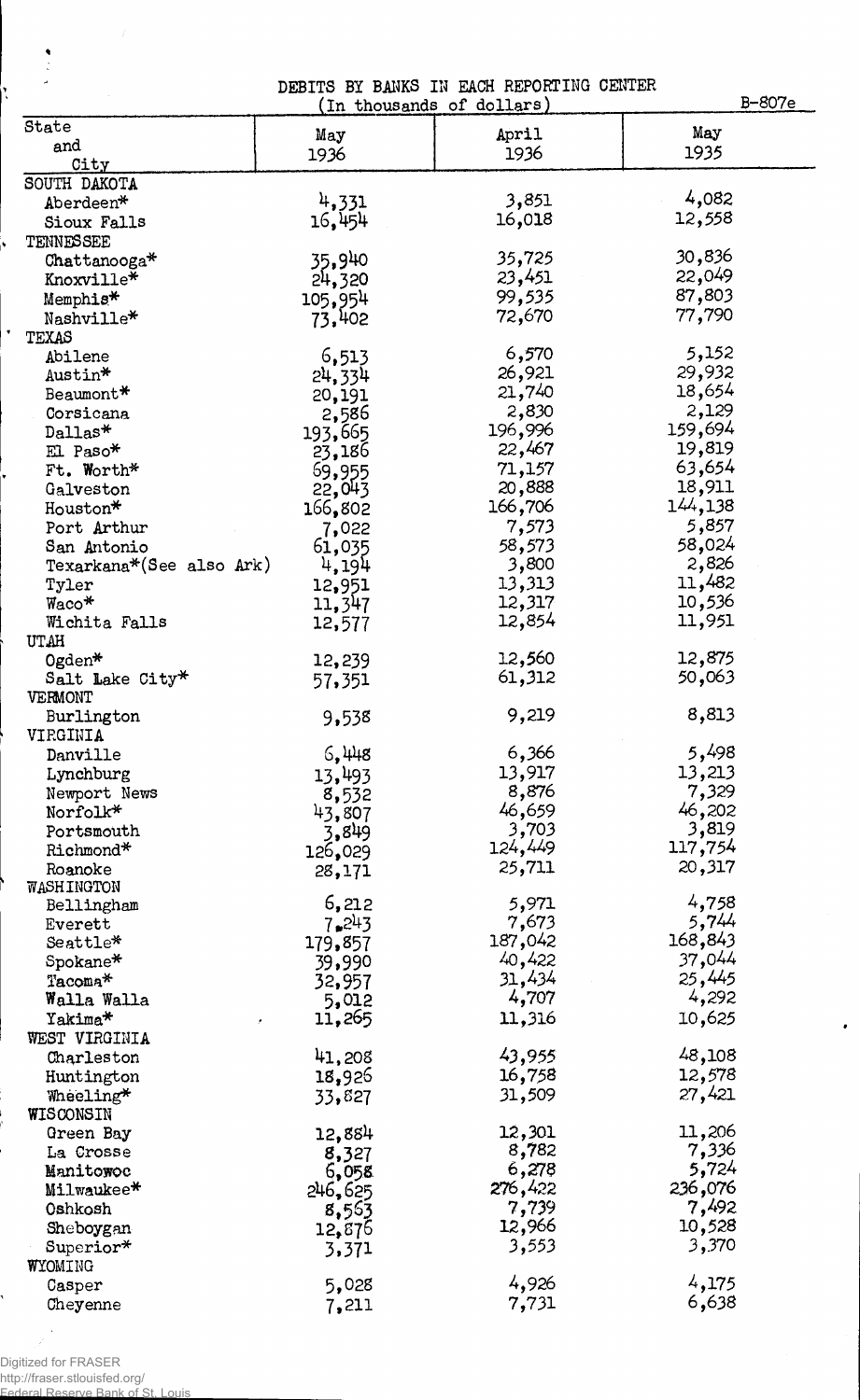DEBITS BY BANKS IN EACH REPORTING CENTER

(In thousands of dollars)

B-807e

| State and City | May 1936 | April 1936 | May 1935 |
|---|---|---|---|
| SOUTH DAKOTA | | | |
| Aberdeen* | 4,331 | 3,851 | 4,082 |
| Sioux Falls | 16,454 | 16,018 | 12,558 |
| TENNESSEE | | | |
| Chattanooga* | 35,940 | 35,725 | 30,836 |
| Knoxville* | 24,320 | 23,451 | 22,049 |
| Memphis* | 105,954 | 99,535 | 87,803 |
| Nashville* | 73,402 | 72,670 | 77,790 |
| TEXAS | | | |
| Abilene | 6,513 | 6,570 | 5,152 |
| Austin* | 24,334 | 26,921 | 29,932 |
| Beaumont* | 20,191 | 21,740 | 18,654 |
| Corsicana | 2,586 | 2,830 | 2,129 |
| Dallas* | 193,665 | 196,996 | 159,694 |
| El Paso* | 23,186 | 22,467 | 19,819 |
| Ft. Worth* | 69,955 | 71,157 | 63,654 |
| Galveston | 22,043 | 20,888 | 18,911 |
| Houston* | 166,802 | 166,706 | 144,138 |
| Port Arthur | 7,022 | 7,573 | 5,857 |
| San Antonio | 61,035 | 58,573 | 58,024 |
| Texarkana*(See also Ark) | 4,194 | 3,800 | 2,826 |
| Tyler | 12,951 | 13,313 | 11,482 |
| Waco* | 11,347 | 12,317 | 10,536 |
| Wichita Falls | 12,577 | 12,854 | 11,951 |
| UTAH | | | |
| Ogden* | 12,239 | 12,560 | 12,875 |
| Salt Lake City* | 57,351 | 61,312 | 50,063 |
| VERMONT | | | |
| Burlington | 9,538 | 9,219 | 8,813 |
| VIRGINIA | | | |
| Danville | 6,448 | 6,366 | 5,498 |
| Lynchburg | 13,493 | 13,917 | 13,213 |
| Newport News | 8,532 | 8,876 | 7,329 |
| Norfolk* | 43,807 | 46,659 | 46,202 |
| Portsmouth | 3,849 | 3,703 | 3,819 |
| Richmond* | 126,029 | 124,449 | 117,754 |
| Roanoke | 28,171 | 25,711 | 20,317 |
| WASHINGTON | | | |
| Bellingham | 6,212 | 5,971 | 4,758 |
| Everett | 7,243 | 7,673 | 5,744 |
| Seattle* | 179,857 | 187,042 | 168,843 |
| Spokane* | 39,990 | 40,422 | 37,044 |
| Tacoma* | 32,957 | 31,434 | 25,445 |
| Walla Walla | 5,012 | 4,707 | 4,292 |
| Yakima* | 11,265 | 11,316 | 10,625 |
| WEST VIRGINIA | | | |
| Charleston | 41,208 | 43,955 | 48,108 |
| Huntington | 18,926 | 16,758 | 12,578 |
| Wheeling* | 33,827 | 31,509 | 27,421 |
| WISCONSIN | | | |
| Green Bay | 12,884 | 12,301 | 11,206 |
| La Crosse | 8,327 | 8,782 | 7,336 |
| Manitowoc | 6,058 | 6,278 | 5,724 |
| Milwaukee* | 246,625 | 276,422 | 236,076 |
| Oshkosh | 8,563 | 7,739 | 7,492 |
| Sheboygan | 12,876 | 12,966 | 10,528 |
| Superior* | 3,371 | 3,553 | 3,370 |
| WYOMING | | | |
| Casper | 5,028 | 4,926 | 4,175 |
| Cheyenne | 7,211 | 7,731 | 6,638 |